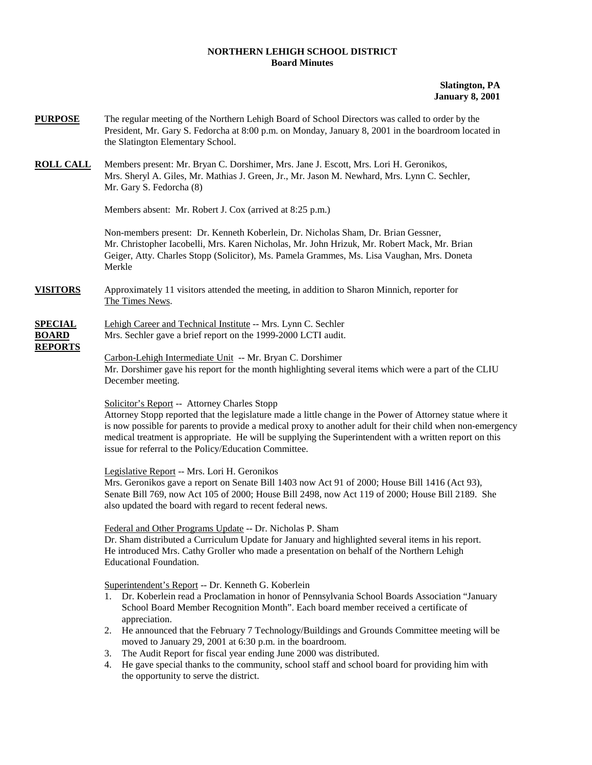**NORTHERN LEHIGH SCHOOL DISTRICT**
**Board Minutes**

**Slatington, PA**
**January 8, 2001**

**PURPOSE** The regular meeting of the Northern Lehigh Board of School Directors was called to order by the President, Mr. Gary S. Fedorcha at 8:00 p.m. on Monday, January 8, 2001 in the boardroom located in the Slatington Elementary School.

**ROLL CALL** Members present: Mr. Bryan C. Dorshimer, Mrs. Jane J. Escott, Mrs. Lori H. Geronikos, Mrs. Sheryl A. Giles, Mr. Mathias J. Green, Jr., Mr. Jason M. Newhard, Mrs. Lynn C. Sechler, Mr. Gary S. Fedorcha (8)

Members absent: Mr. Robert J. Cox (arrived at 8:25 p.m.)

Non-members present: Dr. Kenneth Koberlein, Dr. Nicholas Sham, Dr. Brian Gessner, Mr. Christopher Iacobelli, Mrs. Karen Nicholas, Mr. John Hrizuk, Mr. Robert Mack, Mr. Brian Geiger, Atty. Charles Stopp (Solicitor), Ms. Pamela Grammes, Ms. Lisa Vaughan, Mrs. Doneta Merkle

**VISITORS** Approximately 11 visitors attended the meeting, in addition to Sharon Minnich, reporter for The Times News.

**SPECIAL BOARD REPORTS**

Lehigh Career and Technical Institute -- Mrs. Lynn C. Sechler
Mrs. Sechler gave a brief report on the 1999-2000 LCTI audit.

Carbon-Lehigh Intermediate Unit -- Mr. Bryan C. Dorshimer
Mr. Dorshimer gave his report for the month highlighting several items which were a part of the CLIU December meeting.

Solicitor's Report -- Attorney Charles Stopp
Attorney Stopp reported that the legislature made a little change in the Power of Attorney statue where it is now possible for parents to provide a medical proxy to another adult for their child when non-emergency medical treatment is appropriate. He will be supplying the Superintendent with a written report on this issue for referral to the Policy/Education Committee.

Legislative Report -- Mrs. Lori H. Geronikos
Mrs. Geronikos gave a report on Senate Bill 1403 now Act 91 of 2000; House Bill 1416 (Act 93), Senate Bill 769, now Act 105 of 2000; House Bill 2498, now Act 119 of 2000; House Bill 2189. She also updated the board with regard to recent federal news.

Federal and Other Programs Update -- Dr. Nicholas P. Sham
Dr. Sham distributed a Curriculum Update for January and highlighted several items in his report. He introduced Mrs. Cathy Groller who made a presentation on behalf of the Northern Lehigh Educational Foundation.

Superintendent's Report -- Dr. Kenneth G. Koberlein

1. Dr. Koberlein read a Proclamation in honor of Pennsylvania School Boards Association "January School Board Member Recognition Month". Each board member received a certificate of appreciation.
2. He announced that the February 7 Technology/Buildings and Grounds Committee meeting will be moved to January 29, 2001 at 6:30 p.m. in the boardroom.
3. The Audit Report for fiscal year ending June 2000 was distributed.
4. He gave special thanks to the community, school staff and school board for providing him with the opportunity to serve the district.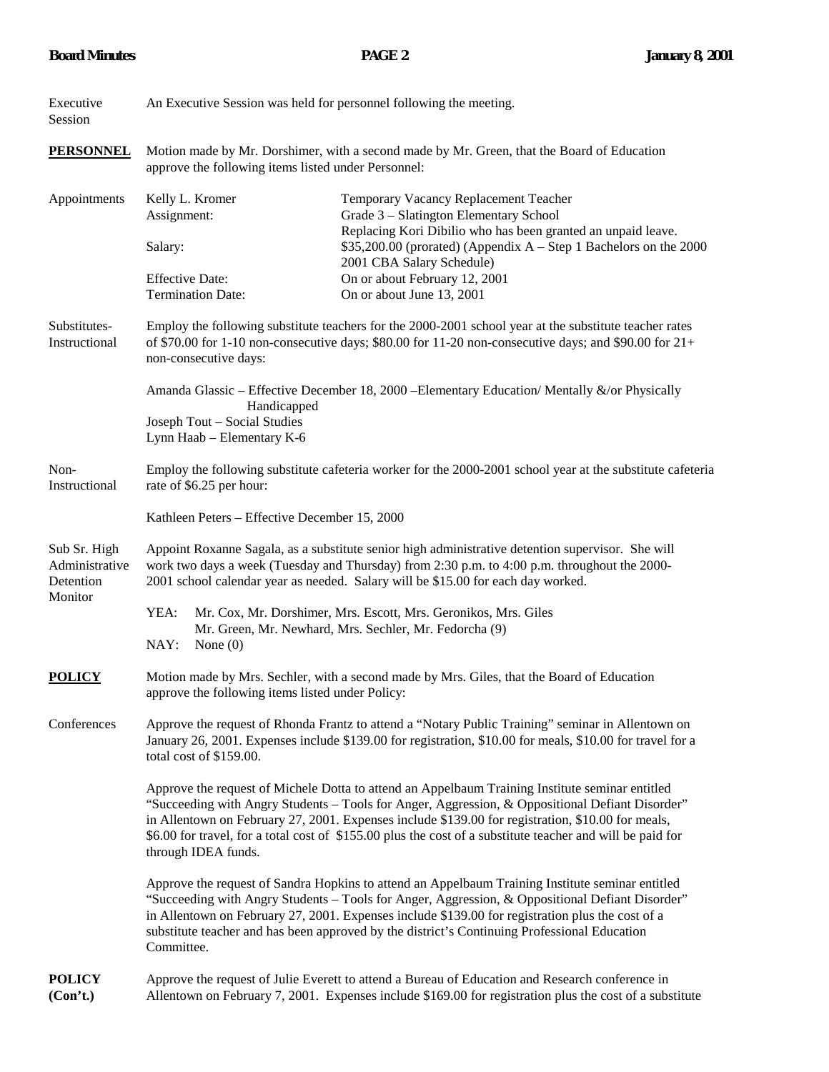Executive Session — An Executive Session was held for personnel following the meeting.

**PERSONNEL** — Motion made by Mr. Dorshimer, with a second made by Mr. Green, that the Board of Education approve the following items listed under Personnel:

Appointments

| | |
|---|---|
| Kelly L. Kromer | Temporary Vacancy Replacement Teacher |
| Assignment: | Grade 3 – Slatington Elementary School<br>Replacing Kori Dibilio who has been granted an unpaid leave. |
| Salary: | $35,200.00 (prorated) (Appendix A – Step 1 Bachelors on the 2000 2001 CBA Salary Schedule) |
| Effective Date: | On or about February 12, 2001 |
| Termination Date: | On or about June 13, 2001 |

Substitutes-Instructional — Employ the following substitute teachers for the 2000-2001 school year at the substitute teacher rates of $70.00 for 1-10 non-consecutive days; $80.00 for 11-20 non-consecutive days; and $90.00 for 21+ non-consecutive days:

Amanda Glassic – Effective December 18, 2000 –Elementary Education/ Mentally &/or Physically Handicapped
Joseph Tout – Social Studies
Lynn Haab – Elementary K-6

Non-Instructional — Employ the following substitute cafeteria worker for the 2000-2001 school year at the substitute cafeteria rate of $6.25 per hour:

Kathleen Peters – Effective December 15, 2000

Sub Sr. High Administrative Detention Monitor — Appoint Roxanne Sagala, as a substitute senior high administrative detention supervisor. She will work two days a week (Tuesday and Thursday) from 2:30 p.m. to 4:00 p.m. throughout the 2000-2001 school calendar year as needed. Salary will be $15.00 for each day worked.

YEA: Mr. Cox, Mr. Dorshimer, Mrs. Escott, Mrs. Geronikos, Mrs. Giles Mr. Green, Mr. Newhard, Mrs. Sechler, Mr. Fedorcha (9)
NAY: None (0)

**POLICY** — Motion made by Mrs. Sechler, with a second made by Mrs. Giles, that the Board of Education approve the following items listed under Policy:

Conferences — Approve the request of Rhonda Frantz to attend a "Notary Public Training" seminar in Allentown on January 26, 2001. Expenses include $139.00 for registration, $10.00 for meals, $10.00 for travel for a total cost of $159.00.

Approve the request of Michele Dotta to attend an Appelbaum Training Institute seminar entitled "Succeeding with Angry Students – Tools for Anger, Aggression, & Oppositional Defiant Disorder" in Allentown on February 27, 2001. Expenses include $139.00 for registration, $10.00 for meals, $6.00 for travel, for a total cost of $155.00 plus the cost of a substitute teacher and will be paid for through IDEA funds.

Approve the request of Sandra Hopkins to attend an Appelbaum Training Institute seminar entitled "Succeeding with Angry Students – Tools for Anger, Aggression, & Oppositional Defiant Disorder" in Allentown on February 27, 2001. Expenses include $139.00 for registration plus the cost of a substitute teacher and has been approved by the district's Continuing Professional Education Committee.

**POLICY (Con't.)** — Approve the request of Julie Everett to attend a Bureau of Education and Research conference in Allentown on February 7, 2001. Expenses include $169.00 for registration plus the cost of a substitute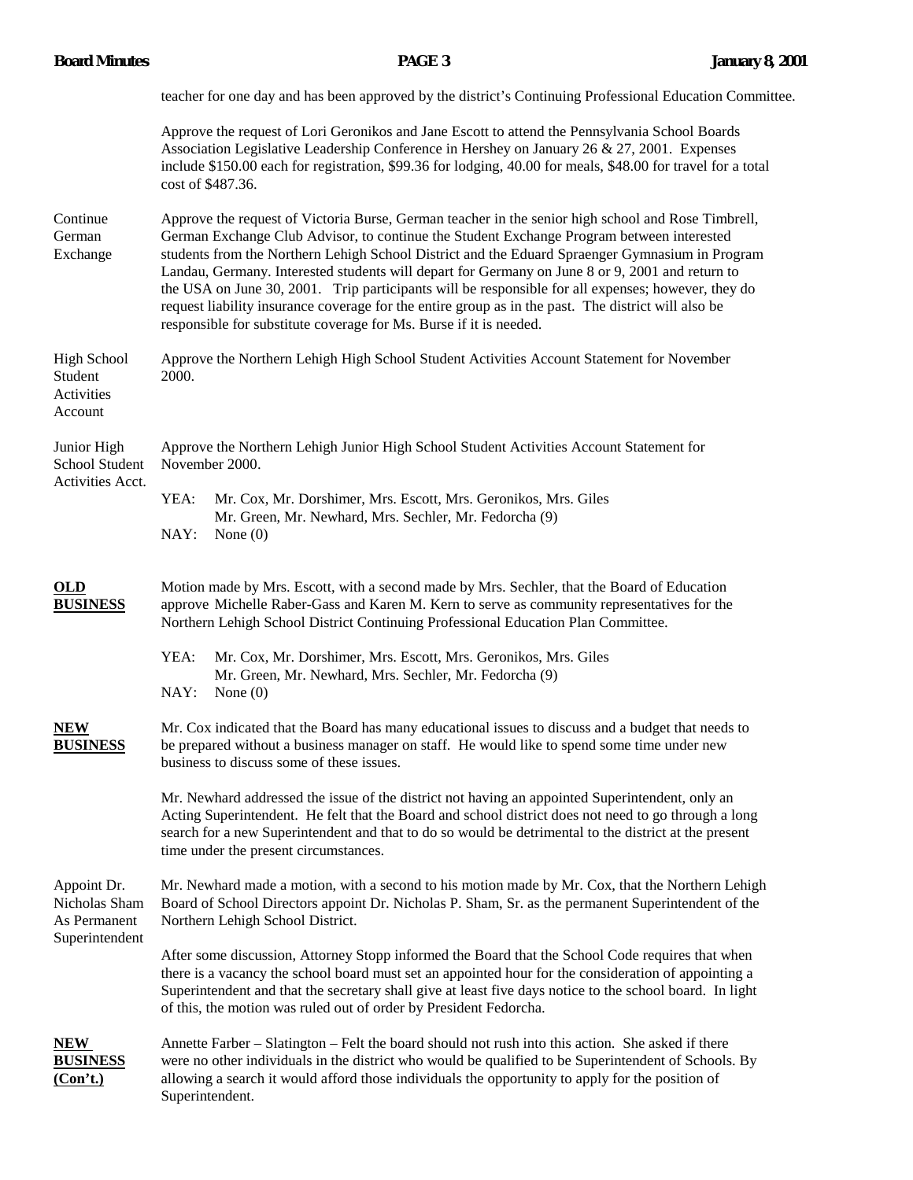teacher for one day and has been approved by the district's Continuing Professional Education Committee.

Approve the request of Lori Geronikos and Jane Escott to attend the Pennsylvania School Boards Association Legislative Leadership Conference in Hershey on January 26 & 27, 2001. Expenses include $150.00 each for registration, $99.36 for lodging, 40.00 for meals, $48.00 for travel for a total cost of $487.36.

**Continue German Exchange**

Approve the request of Victoria Burse, German teacher in the senior high school and Rose Timbrell, German Exchange Club Advisor, to continue the Student Exchange Program between interested students from the Northern Lehigh School District and the Eduard Spraenger Gymnasium in Program Landau, Germany. Interested students will depart for Germany on June 8 or 9, 2001 and return to the USA on June 30, 2001. Trip participants will be responsible for all expenses; however, they do request liability insurance coverage for the entire group as in the past. The district will also be responsible for substitute coverage for Ms. Burse if it is needed.

**High School Student Activities Account**

Approve the Northern Lehigh High School Student Activities Account Statement for November 2000.

**Junior High School Student Activities Acct.**

Approve the Northern Lehigh Junior High School Student Activities Account Statement for November 2000.

YEA: Mr. Cox, Mr. Dorshimer, Mrs. Escott, Mrs. Geronikos, Mrs. Giles
Mr. Green, Mr. Newhard, Mrs. Sechler, Mr. Fedorcha (9)
NAY: None (0)

**OLD BUSINESS**

Motion made by Mrs. Escott, with a second made by Mrs. Sechler, that the Board of Education approve Michelle Raber-Gass and Karen M. Kern to serve as community representatives for the Northern Lehigh School District Continuing Professional Education Plan Committee.

YEA: Mr. Cox, Mr. Dorshimer, Mrs. Escott, Mrs. Geronikos, Mrs. Giles
Mr. Green, Mr. Newhard, Mrs. Sechler, Mr. Fedorcha (9)
NAY: None (0)

**NEW BUSINESS**

Mr. Cox indicated that the Board has many educational issues to discuss and a budget that needs to be prepared without a business manager on staff. He would like to spend some time under new business to discuss some of these issues.

Mr. Newhard addressed the issue of the district not having an appointed Superintendent, only an Acting Superintendent. He felt that the Board and school district does not need to go through a long search for a new Superintendent and that to do so would be detrimental to the district at the present time under the present circumstances.

**Appoint Dr. Nicholas Sham As Permanent Superintendent**

Mr. Newhard made a motion, with a second to his motion made by Mr. Cox, that the Northern Lehigh Board of School Directors appoint Dr. Nicholas P. Sham, Sr. as the permanent Superintendent of the Northern Lehigh School District.

After some discussion, Attorney Stopp informed the Board that the School Code requires that when there is a vacancy the school board must set an appointed hour for the consideration of appointing a Superintendent and that the secretary shall give at least five days notice to the school board. In light of this, the motion was ruled out of order by President Fedorcha.

**NEW BUSINESS (Con't.)**

Annette Farber – Slatington – Felt the board should not rush into this action. She asked if there were no other individuals in the district who would be qualified to be Superintendent of Schools. By allowing a search it would afford those individuals the opportunity to apply for the position of Superintendent.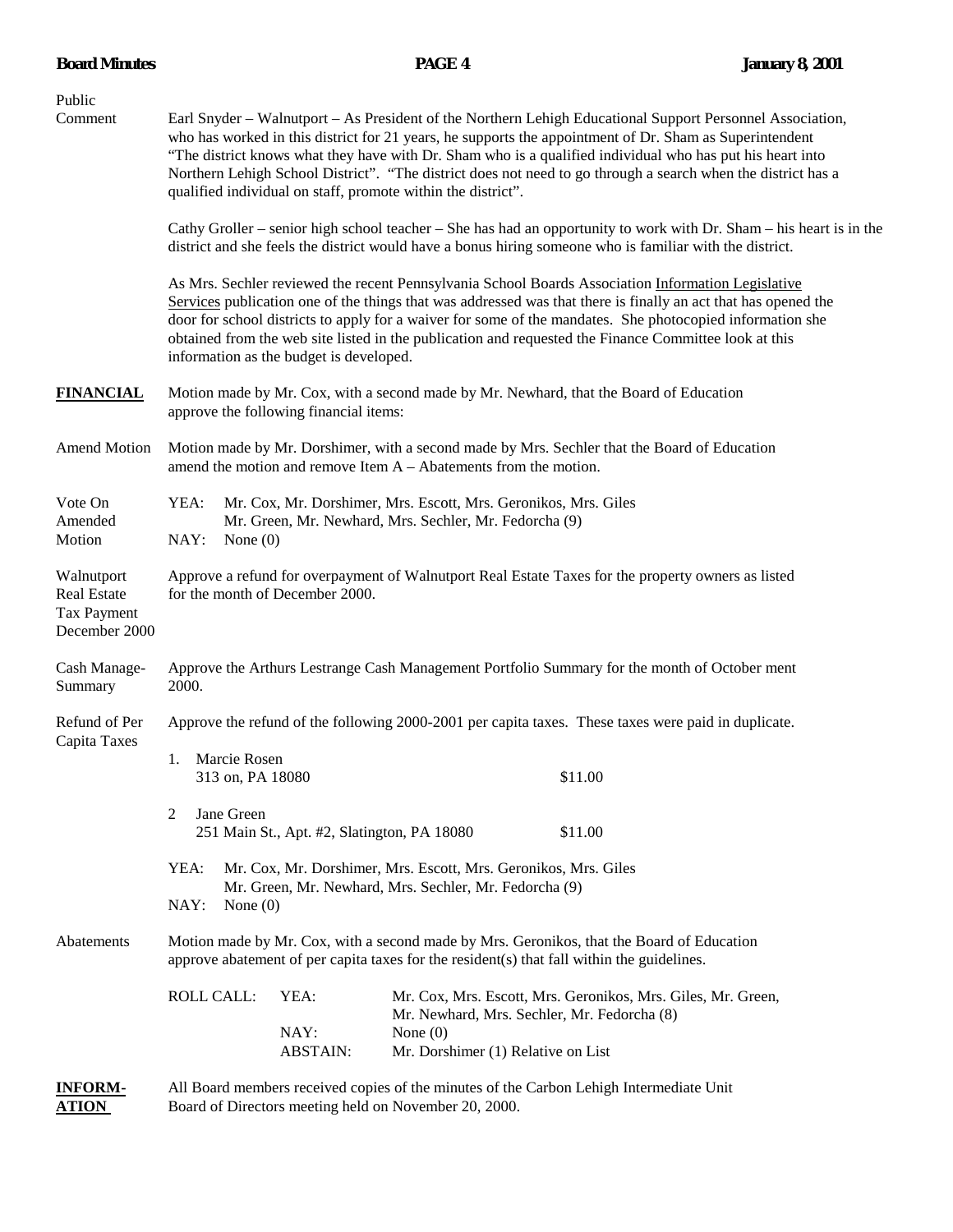Public Comment

Earl Snyder – Walnutport – As President of the Northern Lehigh Educational Support Personnel Association, who has worked in this district for 21 years, he supports the appointment of Dr. Sham as Superintendent "The district knows what they have with Dr. Sham who is a qualified individual who has put his heart into Northern Lehigh School District". "The district does not need to go through a search when the district has a qualified individual on staff, promote within the district".

Cathy Groller – senior high school teacher – She has had an opportunity to work with Dr. Sham – his heart is in the district and she feels the district would have a bonus hiring someone who is familiar with the district.

As Mrs. Sechler reviewed the recent Pennsylvania School Boards Association Information Legislative Services publication one of the things that was addressed was that there is finally an act that has opened the door for school districts to apply for a waiver for some of the mandates. She photocopied information she obtained from the web site listed in the publication and requested the Finance Committee look at this information as the budget is developed.

**FINANCIAL**

Motion made by Mr. Cox, with a second made by Mr. Newhard, that the Board of Education approve the following financial items:

Amend Motion

Motion made by Mr. Dorshimer, with a second made by Mrs. Sechler that the Board of Education amend the motion and remove Item A – Abatements from the motion.

Vote On Amended Motion

YEA: Mr. Cox, Mr. Dorshimer, Mrs. Escott, Mrs. Geronikos, Mrs. Giles, Mr. Green, Mr. Newhard, Mrs. Sechler, Mr. Fedorcha (9)
NAY: None (0)

Walnutport Real Estate Tax Payment December 2000

Approve a refund for overpayment of Walnutport Real Estate Taxes for the property owners as listed for the month of December 2000.

Cash Management Summary

Approve the Arthurs Lestrange Cash Management Portfolio Summary for the month of October 2000.

Refund of Per Capita Taxes

Approve the refund of the following 2000-2001 per capita taxes. These taxes were paid in duplicate.

1. Marcie Rosen
   313 on, PA 18080 — $11.00

2. Jane Green
   251 Main St., Apt. #2, Slatington, PA 18080 — $11.00

YEA: Mr. Cox, Mr. Dorshimer, Mrs. Escott, Mrs. Geronikos, Mrs. Giles, Mr. Green, Mr. Newhard, Mrs. Sechler, Mr. Fedorcha (9)
NAY: None (0)

Abatements

Motion made by Mr. Cox, with a second made by Mrs. Geronikos, that the Board of Education approve abatement of per capita taxes for the resident(s) that fall within the guidelines.

ROLL CALL:
YEA: Mr. Cox, Mrs. Escott, Mrs. Geronikos, Mrs. Giles, Mr. Green, Mr. Newhard, Mrs. Sechler, Mr. Fedorcha (8)
NAY: None (0)
ABSTAIN: Mr. Dorshimer (1) Relative on List

**INFORMATION**

All Board members received copies of the minutes of the Carbon Lehigh Intermediate Unit Board of Directors meeting held on November 20, 2000.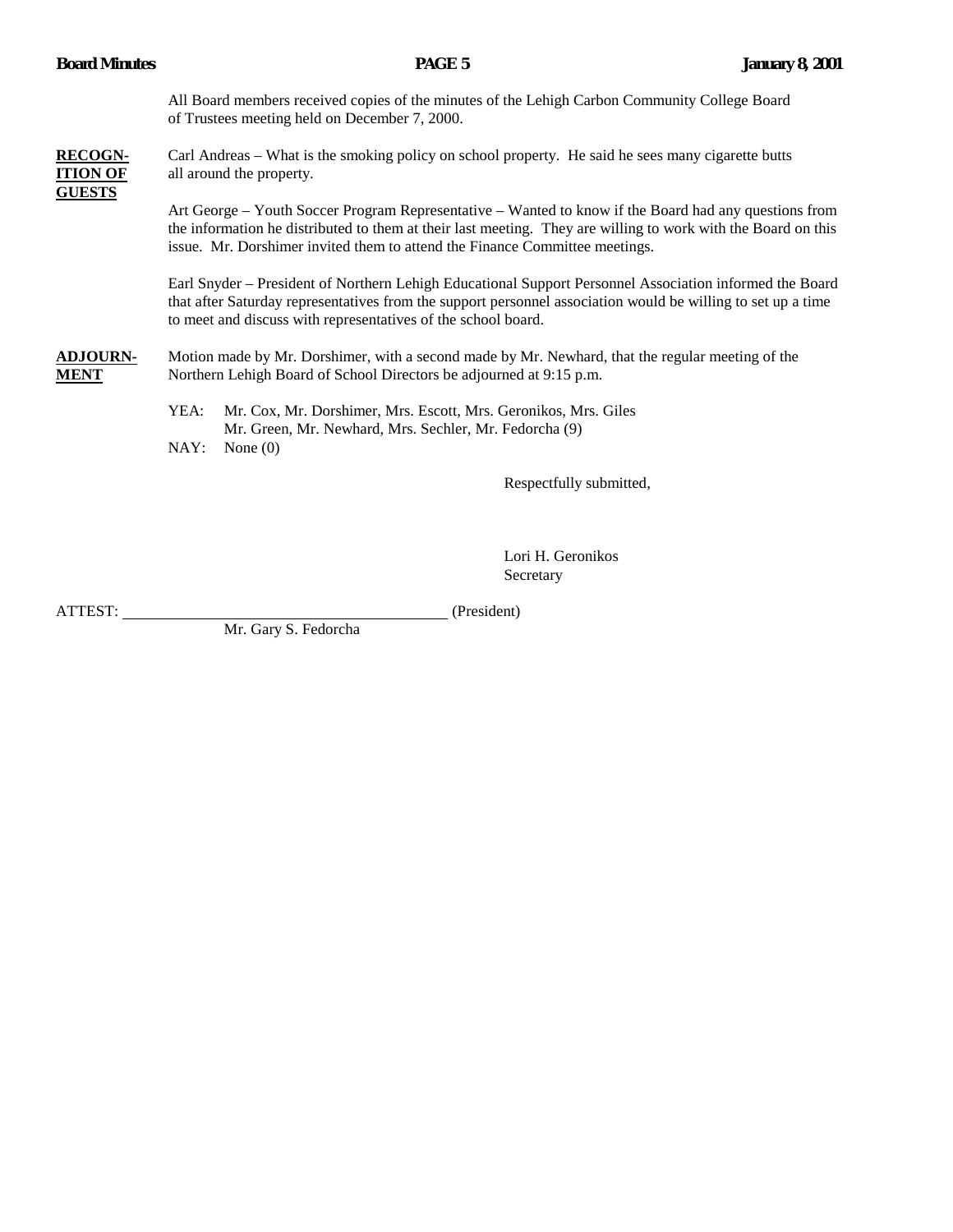All Board members received copies of the minutes of the Lehigh Carbon Community College Board of Trustees meeting held on December 7, 2000.

**RECOGNITION OF GUESTS**

Carl Andreas – What is the smoking policy on school property. He said he sees many cigarette butts all around the property.

Art George – Youth Soccer Program Representative – Wanted to know if the Board had any questions from the information he distributed to them at their last meeting. They are willing to work with the Board on this issue. Mr. Dorshimer invited them to attend the Finance Committee meetings.

Earl Snyder – President of Northern Lehigh Educational Support Personnel Association informed the Board that after Saturday representatives from the support personnel association would be willing to set up a time to meet and discuss with representatives of the school board.

**ADJOURNMENT**

Motion made by Mr. Dorshimer, with a second made by Mr. Newhard, that the regular meeting of the Northern Lehigh Board of School Directors be adjourned at 9:15 p.m.

YEA: Mr. Cox, Mr. Dorshimer, Mrs. Escott, Mrs. Geronikos, Mrs. Giles Mr. Green, Mr. Newhard, Mrs. Sechler, Mr. Fedorcha (9)
NAY: None (0)

Respectfully submitted,

Lori H. Geronikos
Secretary

ATTEST: ________________________________ (President)
Mr. Gary S. Fedorcha